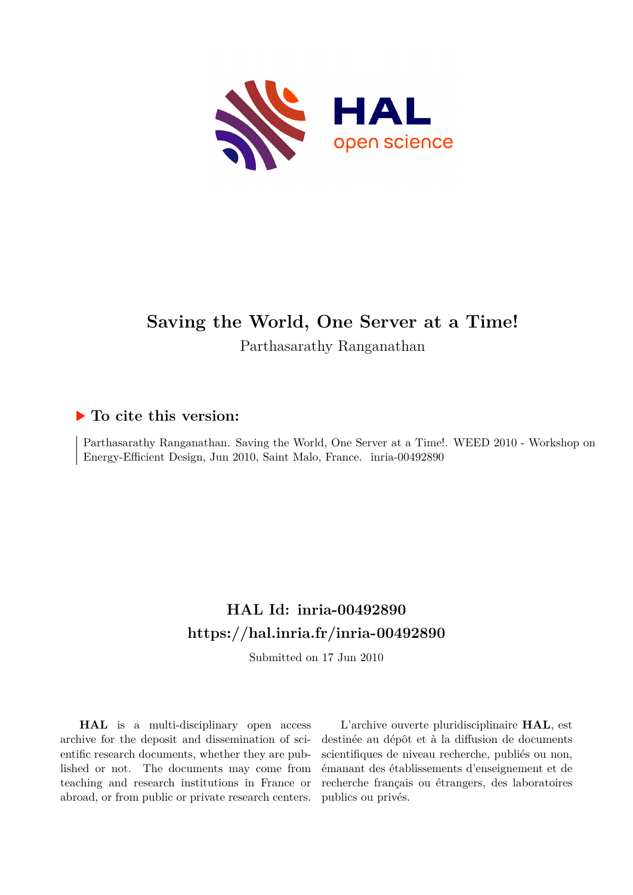# Saving the World, One Server at a Time!

Parthasarathy Ranganathan

## ▶ To cite this version:

Parthasarathy Ranganathan. Saving the World, One Server at a Time!. WEED 2010 - Workshop on Energy-Efficient Design, Jun 2010, Saint Malo, France. inria-00492890

## HAL Id: inria-00492890
## https://hal.inria.fr/inria-00492890

Submitted on 17 Jun 2010

**HAL** is a multi-disciplinary open access archive for the deposit and dissemination of scientific research documents, whether they are published or not. The documents may come from teaching and research institutions in France or abroad, or from public or private research centers.

L'archive ouverte pluridisciplinaire **HAL**, est destinée au dépôt et à la diffusion de documents scientifiques de niveau recherche, publiés ou non, émanant des établissements d'enseignement et de recherche français ou étrangers, des laboratoires publics ou privés.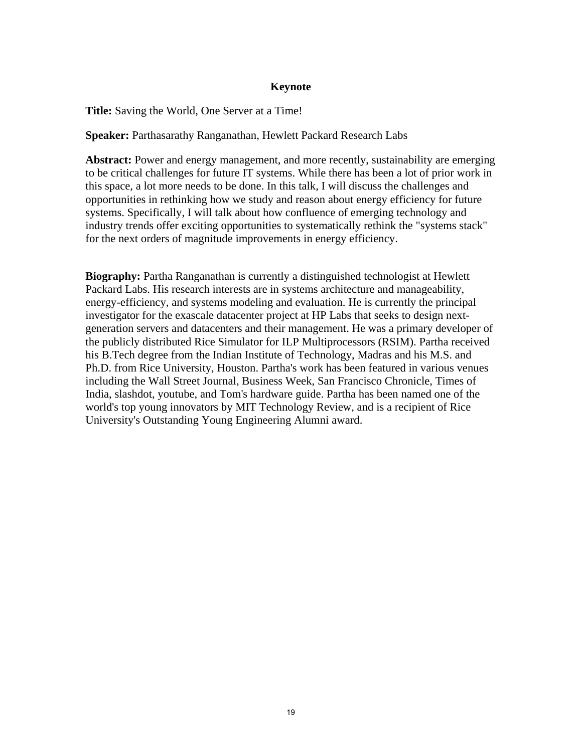## Keynote

**Title:** Saving the World, One Server at a Time!

**Speaker:** Parthasarathy Ranganathan, Hewlett Packard Research Labs

**Abstract:** Power and energy management, and more recently, sustainability are emerging to be critical challenges for future IT systems. While there has been a lot of prior work in this space, a lot more needs to be done. In this talk, I will discuss the challenges and opportunities in rethinking how we study and reason about energy efficiency for future systems. Specifically, I will talk about how confluence of emerging technology and industry trends offer exciting opportunities to systematically rethink the "systems stack" for the next orders of magnitude improvements in energy efficiency.

**Biography:** Partha Ranganathan is currently a distinguished technologist at Hewlett Packard Labs. His research interests are in systems architecture and manageability, energy-efficiency, and systems modeling and evaluation. He is currently the principal investigator for the exascale datacenter project at HP Labs that seeks to design next-generation servers and datacenters and their management. He was a primary developer of the publicly distributed Rice Simulator for ILP Multiprocessors (RSIM). Partha received his B.Tech degree from the Indian Institute of Technology, Madras and his M.S. and Ph.D. from Rice University, Houston. Partha's work has been featured in various venues including the Wall Street Journal, Business Week, San Francisco Chronicle, Times of India, slashdot, youtube, and Tom's hardware guide. Partha has been named one of the world's top young innovators by MIT Technology Review, and is a recipient of Rice University's Outstanding Young Engineering Alumni award.